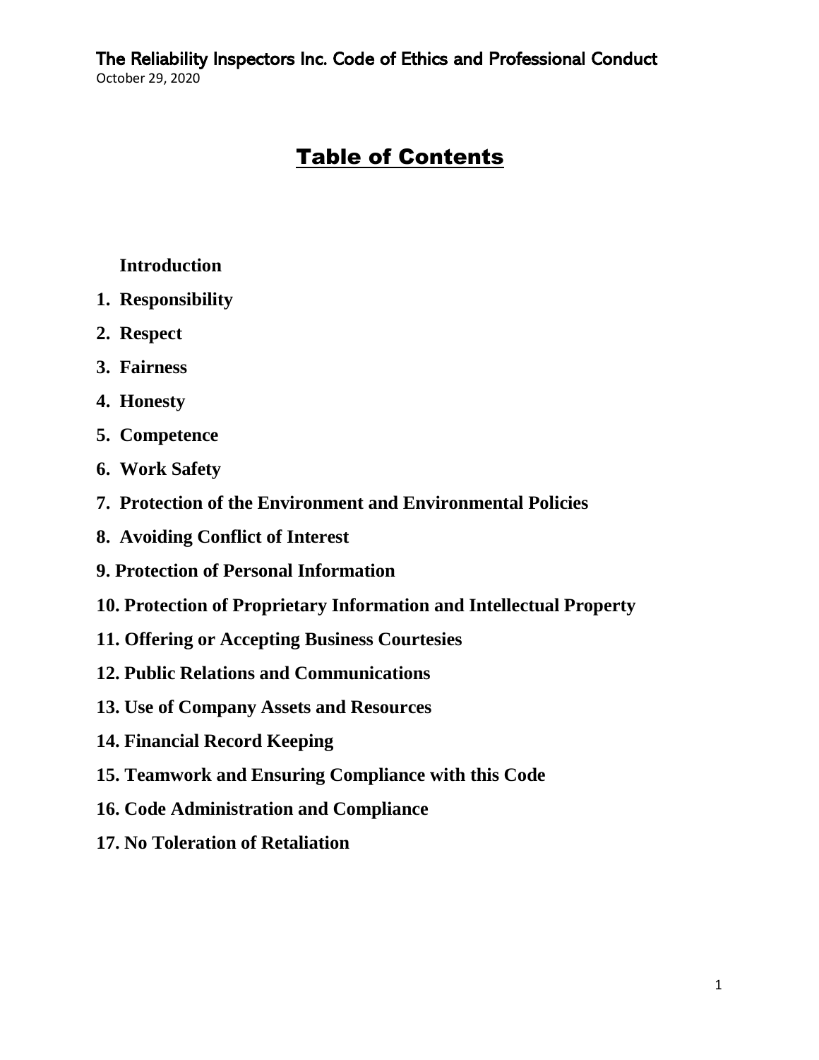# Table of Contents

**Introduction**

1. **Responsibility**
2. **Respect**
3. **Fairness**
4. **Honesty**
5. **Competence**
6. **Work Safety**
7. **Protection of the Environment and Environmental Policies**
8. **Avoiding Conflict of Interest**
9. **Protection of Personal Information**
10. **Protection of Proprietary Information and Intellectual Property**
11. **Offering or Accepting Business Courtesies**
12. **Public Relations and Communications**
13. **Use of Company Assets and Resources**
14. **Financial Record Keeping**
15. **Teamwork and Ensuring Compliance with this Code**
16. **Code Administration and Compliance**
17. **No Toleration of Retaliation**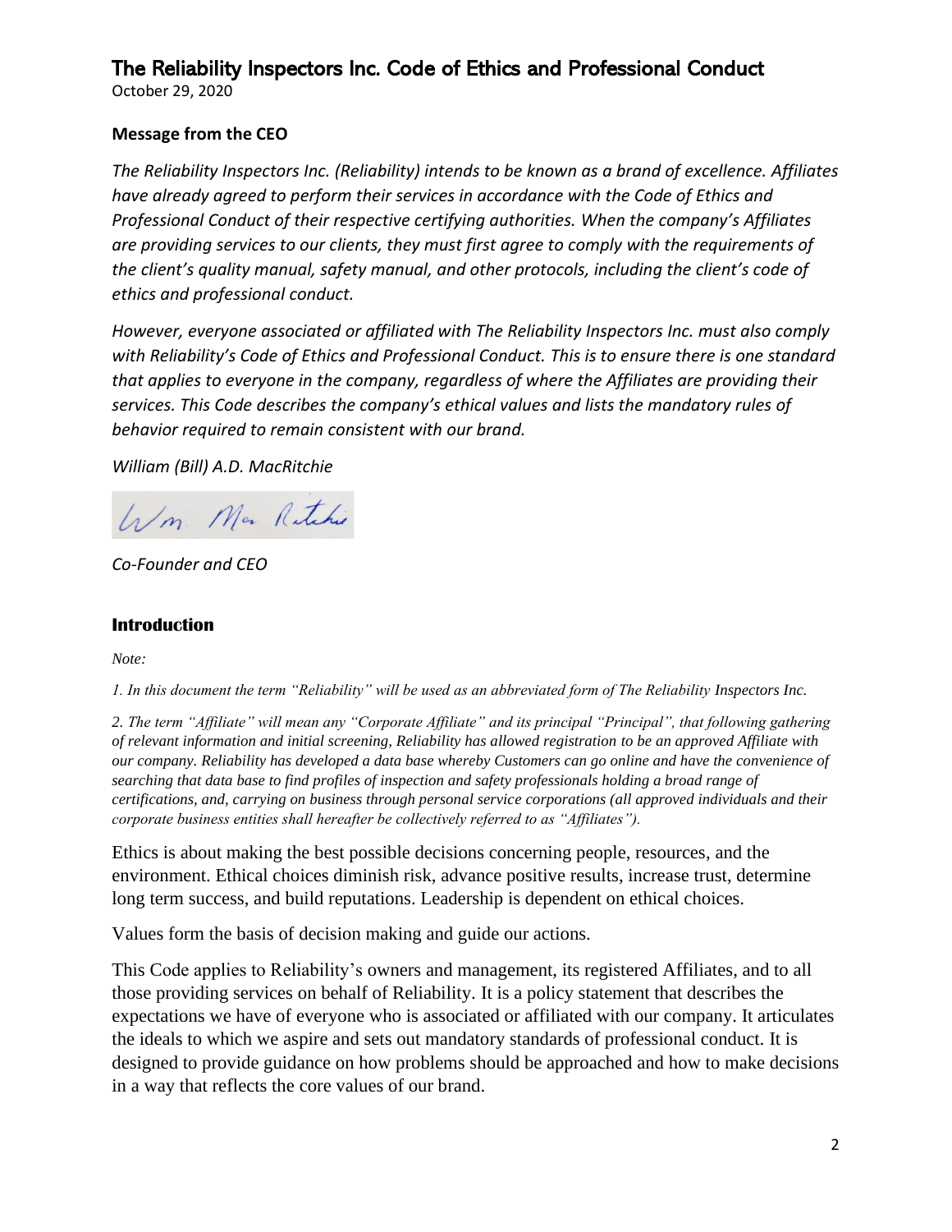# The Reliability Inspectors Inc. Code of Ethics and Professional Conduct

October 29, 2020

**Message from the CEO**

*The Reliability Inspectors Inc. (Reliability) intends to be known as a brand of excellence. Affiliates have already agreed to perform their services in accordance with the Code of Ethics and Professional Conduct of their respective certifying authorities. When the company's Affiliates are providing services to our clients, they must first agree to comply with the requirements of the client's quality manual, safety manual, and other protocols, including the client's code of ethics and professional conduct.*

*However, everyone associated or affiliated with The Reliability Inspectors Inc. must also comply with Reliability's Code of Ethics and Professional Conduct. This is to ensure there is one standard that applies to everyone in the company, regardless of where the Affiliates are providing their services. This Code describes the company's ethical values and lists the mandatory rules of behavior required to remain consistent with our brand.*

*William (Bill) A.D. MacRitchie*

Wm. MacRitchie

*Co-Founder and CEO*

## Introduction

*Note:*

*1. In this document the term "Reliability" will be used as an abbreviated form of The Reliability Inspectors Inc.*

*2. The term "Affiliate" will mean any "Corporate Affiliate" and its principal "Principal", that following gathering of relevant information and initial screening, Reliability has allowed registration to be an approved Affiliate with our company. Reliability has developed a data base whereby Customers can go online and have the convenience of searching that data base to find profiles of inspection and safety professionals holding a broad range of certifications, and, carrying on business through personal service corporations (all approved individuals and their corporate business entities shall hereafter be collectively referred to as "Affiliates").*

Ethics is about making the best possible decisions concerning people, resources, and the environment. Ethical choices diminish risk, advance positive results, increase trust, determine long term success, and build reputations. Leadership is dependent on ethical choices.

Values form the basis of decision making and guide our actions.

This Code applies to Reliability's owners and management, its registered Affiliates, and to all those providing services on behalf of Reliability. It is a policy statement that describes the expectations we have of everyone who is associated or affiliated with our company. It articulates the ideals to which we aspire and sets out mandatory standards of professional conduct. It is designed to provide guidance on how problems should be approached and how to make decisions in a way that reflects the core values of our brand.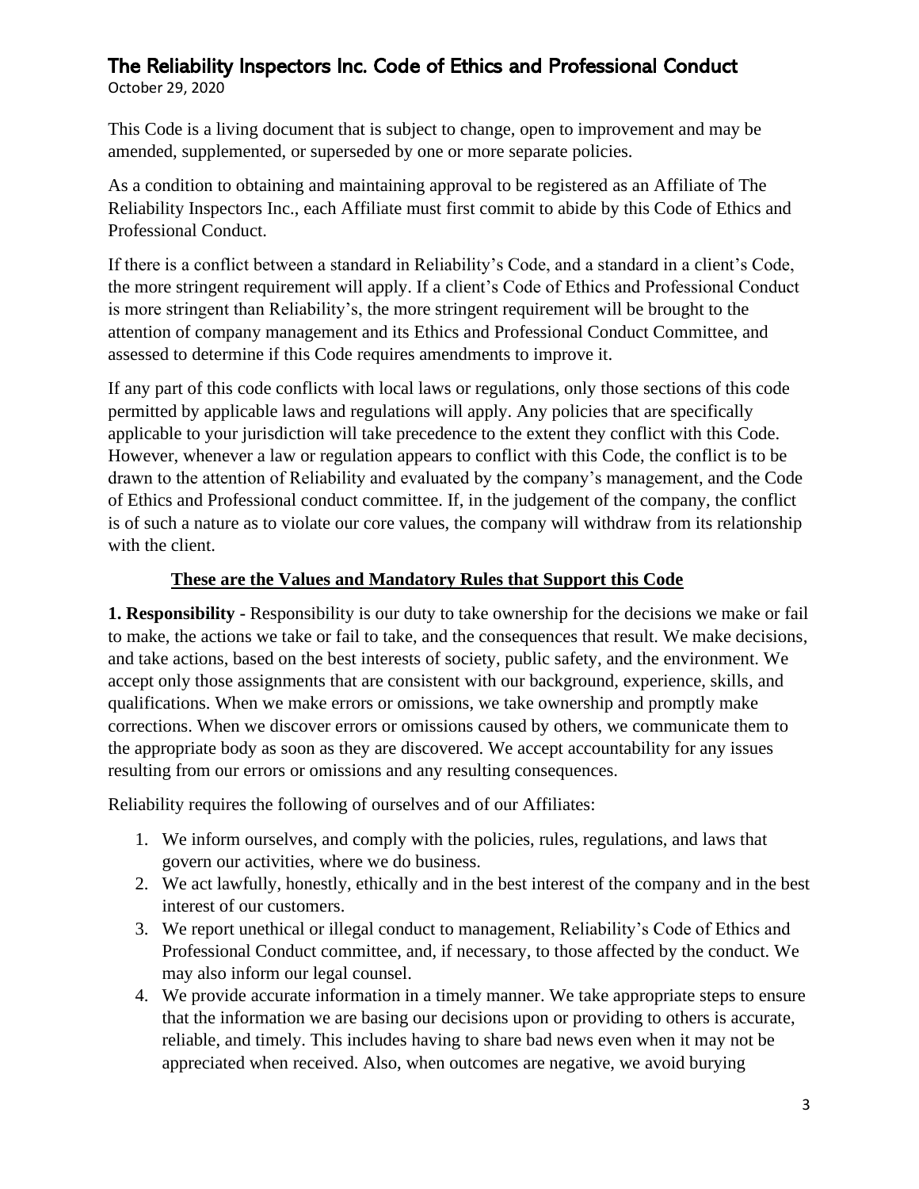This Code is a living document that is subject to change, open to improvement and may be amended, supplemented, or superseded by one or more separate policies.

As a condition to obtaining and maintaining approval to be registered as an Affiliate of The Reliability Inspectors Inc., each Affiliate must first commit to abide by this Code of Ethics and Professional Conduct.

If there is a conflict between a standard in Reliability's Code, and a standard in a client's Code, the more stringent requirement will apply. If a client's Code of Ethics and Professional Conduct is more stringent than Reliability's, the more stringent requirement will be brought to the attention of company management and its Ethics and Professional Conduct Committee, and assessed to determine if this Code requires amendments to improve it.

If any part of this code conflicts with local laws or regulations, only those sections of this code permitted by applicable laws and regulations will apply. Any policies that are specifically applicable to your jurisdiction will take precedence to the extent they conflict with this Code. However, whenever a law or regulation appears to conflict with this Code, the conflict is to be drawn to the attention of Reliability and evaluated by the company's management, and the Code of Ethics and Professional conduct committee. If, in the judgement of the company, the conflict is of such a nature as to violate our core values, the company will withdraw from its relationship with the client.

## These are the Values and Mandatory Rules that Support this Code

**1. Responsibility -** Responsibility is our duty to take ownership for the decisions we make or fail to make, the actions we take or fail to take, and the consequences that result. We make decisions, and take actions, based on the best interests of society, public safety, and the environment. We accept only those assignments that are consistent with our background, experience, skills, and qualifications. When we make errors or omissions, we take ownership and promptly make corrections. When we discover errors or omissions caused by others, we communicate them to the appropriate body as soon as they are discovered. We accept accountability for any issues resulting from our errors or omissions and any resulting consequences.

Reliability requires the following of ourselves and of our Affiliates:

1. We inform ourselves, and comply with the policies, rules, regulations, and laws that govern our activities, where we do business.
2. We act lawfully, honestly, ethically and in the best interest of the company and in the best interest of our customers.
3. We report unethical or illegal conduct to management, Reliability's Code of Ethics and Professional Conduct committee, and, if necessary, to those affected by the conduct. We may also inform our legal counsel.
4. We provide accurate information in a timely manner. We take appropriate steps to ensure that the information we are basing our decisions upon or providing to others is accurate, reliable, and timely. This includes having to share bad news even when it may not be appreciated when received. Also, when outcomes are negative, we avoid burying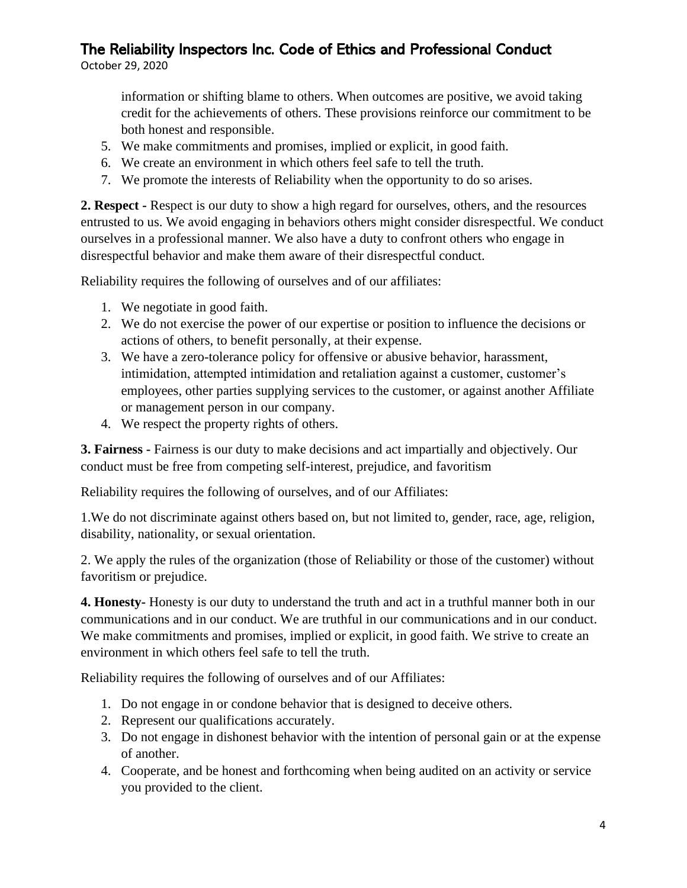information or shifting blame to others. When outcomes are positive, we avoid taking credit for the achievements of others. These provisions reinforce our commitment to be both honest and responsible.

5. We make commitments and promises, implied or explicit, in good faith.
6. We create an environment in which others feel safe to tell the truth.
7. We promote the interests of Reliability when the opportunity to do so arises.

**2. Respect -** Respect is our duty to show a high regard for ourselves, others, and the resources entrusted to us. We avoid engaging in behaviors others might consider disrespectful. We conduct ourselves in a professional manner. We also have a duty to confront others who engage in disrespectful behavior and make them aware of their disrespectful conduct.

Reliability requires the following of ourselves and of our affiliates:

1. We negotiate in good faith.
2. We do not exercise the power of our expertise or position to influence the decisions or actions of others, to benefit personally, at their expense.
3. We have a zero-tolerance policy for offensive or abusive behavior, harassment, intimidation, attempted intimidation and retaliation against a customer, customer's employees, other parties supplying services to the customer, or against another Affiliate or management person in our company.
4. We respect the property rights of others.

**3. Fairness -** Fairness is our duty to make decisions and act impartially and objectively. Our conduct must be free from competing self-interest, prejudice, and favoritism

Reliability requires the following of ourselves, and of our Affiliates:

1.We do not discriminate against others based on, but not limited to, gender, race, age, religion, disability, nationality, or sexual orientation.

2. We apply the rules of the organization (those of Reliability or those of the customer) without favoritism or prejudice.

**4. Honesty-** Honesty is our duty to understand the truth and act in a truthful manner both in our communications and in our conduct. We are truthful in our communications and in our conduct. We make commitments and promises, implied or explicit, in good faith. We strive to create an environment in which others feel safe to tell the truth.

Reliability requires the following of ourselves and of our Affiliates:

1. Do not engage in or condone behavior that is designed to deceive others.
2. Represent our qualifications accurately.
3. Do not engage in dishonest behavior with the intention of personal gain or at the expense of another.
4. Cooperate, and be honest and forthcoming when being audited on an activity or service you provided to the client.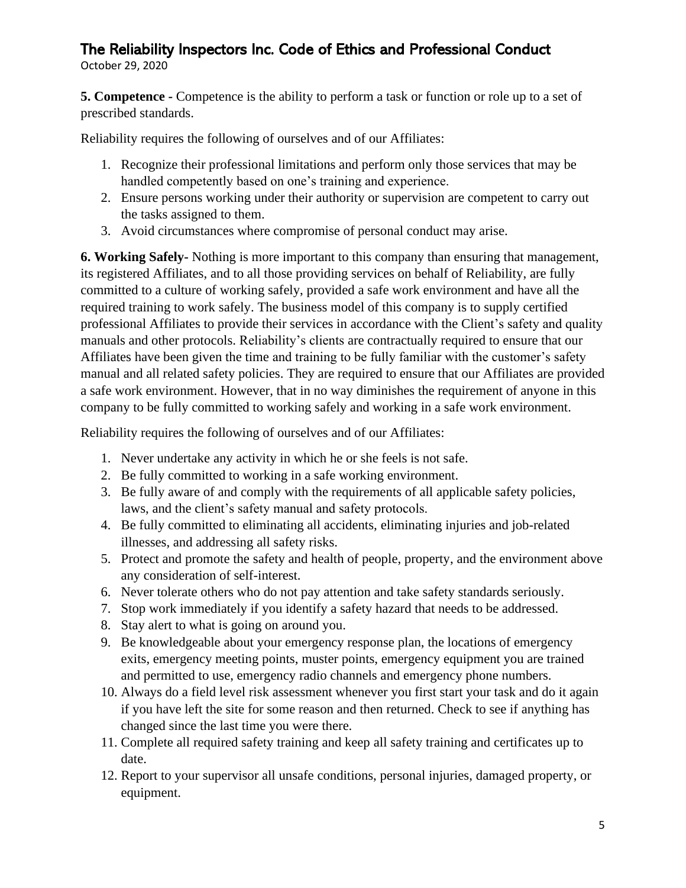**5. Competence -** Competence is the ability to perform a task or function or role up to a set of prescribed standards.

Reliability requires the following of ourselves and of our Affiliates:

1. Recognize their professional limitations and perform only those services that may be handled competently based on one's training and experience.
2. Ensure persons working under their authority or supervision are competent to carry out the tasks assigned to them.
3. Avoid circumstances where compromise of personal conduct may arise.

**6. Working Safely-** Nothing is more important to this company than ensuring that management, its registered Affiliates, and to all those providing services on behalf of Reliability, are fully committed to a culture of working safely, provided a safe work environment and have all the required training to work safely. The business model of this company is to supply certified professional Affiliates to provide their services in accordance with the Client's safety and quality manuals and other protocols. Reliability's clients are contractually required to ensure that our Affiliates have been given the time and training to be fully familiar with the customer's safety manual and all related safety policies. They are required to ensure that our Affiliates are provided a safe work environment. However, that in no way diminishes the requirement of anyone in this company to be fully committed to working safely and working in a safe work environment.

Reliability requires the following of ourselves and of our Affiliates:

1. Never undertake any activity in which he or she feels is not safe.
2. Be fully committed to working in a safe working environment.
3. Be fully aware of and comply with the requirements of all applicable safety policies, laws, and the client's safety manual and safety protocols.
4. Be fully committed to eliminating all accidents, eliminating injuries and job-related illnesses, and addressing all safety risks.
5. Protect and promote the safety and health of people, property, and the environment above any consideration of self-interest.
6. Never tolerate others who do not pay attention and take safety standards seriously.
7. Stop work immediately if you identify a safety hazard that needs to be addressed.
8. Stay alert to what is going on around you.
9. Be knowledgeable about your emergency response plan, the locations of emergency exits, emergency meeting points, muster points, emergency equipment you are trained and permitted to use, emergency radio channels and emergency phone numbers.
10. Always do a field level risk assessment whenever you first start your task and do it again if you have left the site for some reason and then returned. Check to see if anything has changed since the last time you were there.
11. Complete all required safety training and keep all safety training and certificates up to date.
12. Report to your supervisor all unsafe conditions, personal injuries, damaged property, or equipment.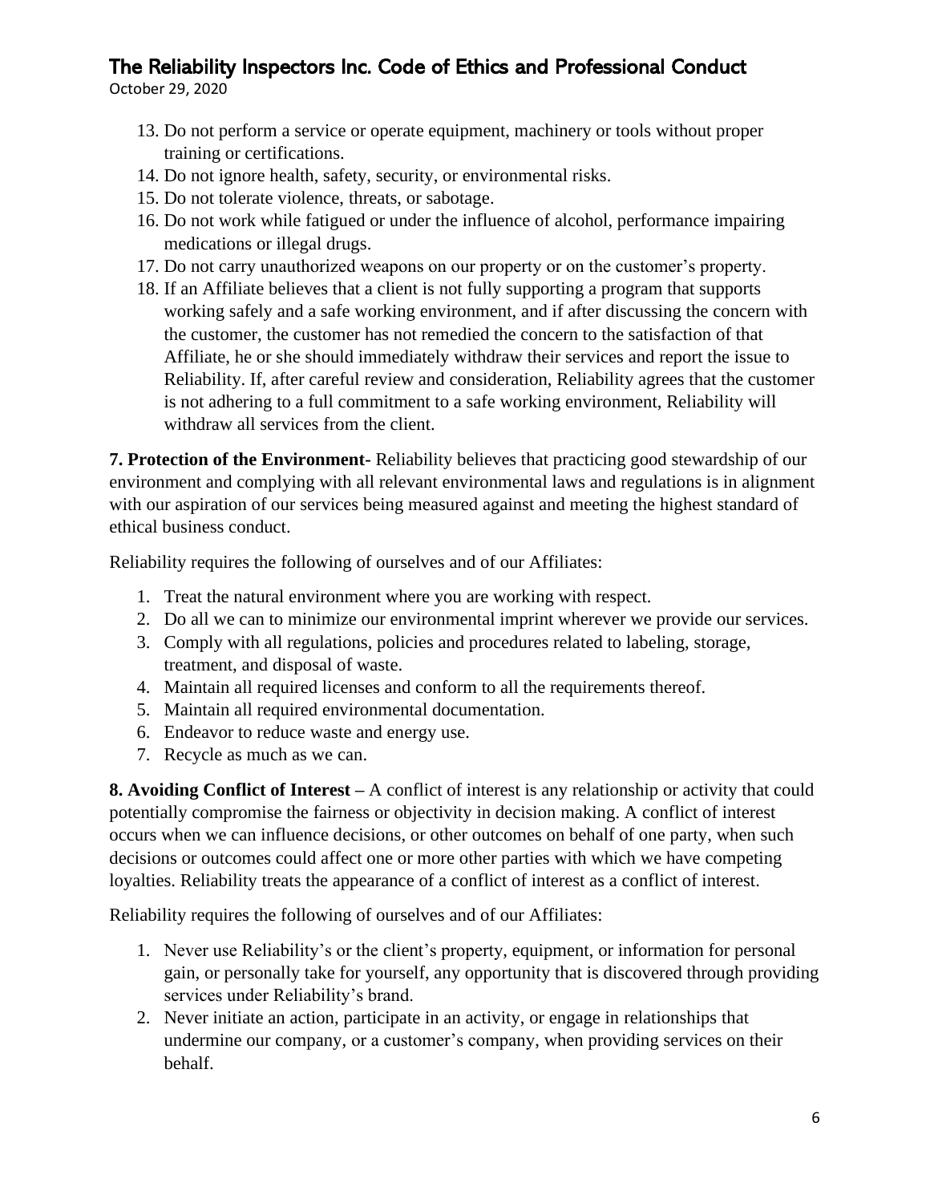13. Do not perform a service or operate equipment, machinery or tools without proper training or certifications.
14. Do not ignore health, safety, security, or environmental risks.
15. Do not tolerate violence, threats, or sabotage.
16. Do not work while fatigued or under the influence of alcohol, performance impairing medications or illegal drugs.
17. Do not carry unauthorized weapons on our property or on the customer's property.
18. If an Affiliate believes that a client is not fully supporting a program that supports working safely and a safe working environment, and if after discussing the concern with the customer, the customer has not remedied the concern to the satisfaction of that Affiliate, he or she should immediately withdraw their services and report the issue to Reliability. If, after careful review and consideration, Reliability agrees that the customer is not adhering to a full commitment to a safe working environment, Reliability will withdraw all services from the client.

**7. Protection of the Environment-** Reliability believes that practicing good stewardship of our environment and complying with all relevant environmental laws and regulations is in alignment with our aspiration of our services being measured against and meeting the highest standard of ethical business conduct.

Reliability requires the following of ourselves and of our Affiliates:

1. Treat the natural environment where you are working with respect.
2. Do all we can to minimize our environmental imprint wherever we provide our services.
3. Comply with all regulations, policies and procedures related to labeling, storage, treatment, and disposal of waste.
4. Maintain all required licenses and conform to all the requirements thereof.
5. Maintain all required environmental documentation.
6. Endeavor to reduce waste and energy use.
7. Recycle as much as we can.

**8. Avoiding Conflict of Interest –** A conflict of interest is any relationship or activity that could potentially compromise the fairness or objectivity in decision making. A conflict of interest occurs when we can influence decisions, or other outcomes on behalf of one party, when such decisions or outcomes could affect one or more other parties with which we have competing loyalties. Reliability treats the appearance of a conflict of interest as a conflict of interest.

Reliability requires the following of ourselves and of our Affiliates:

1. Never use Reliability's or the client's property, equipment, or information for personal gain, or personally take for yourself, any opportunity that is discovered through providing services under Reliability's brand.
2. Never initiate an action, participate in an activity, or engage in relationships that undermine our company, or a customer's company, when providing services on their behalf.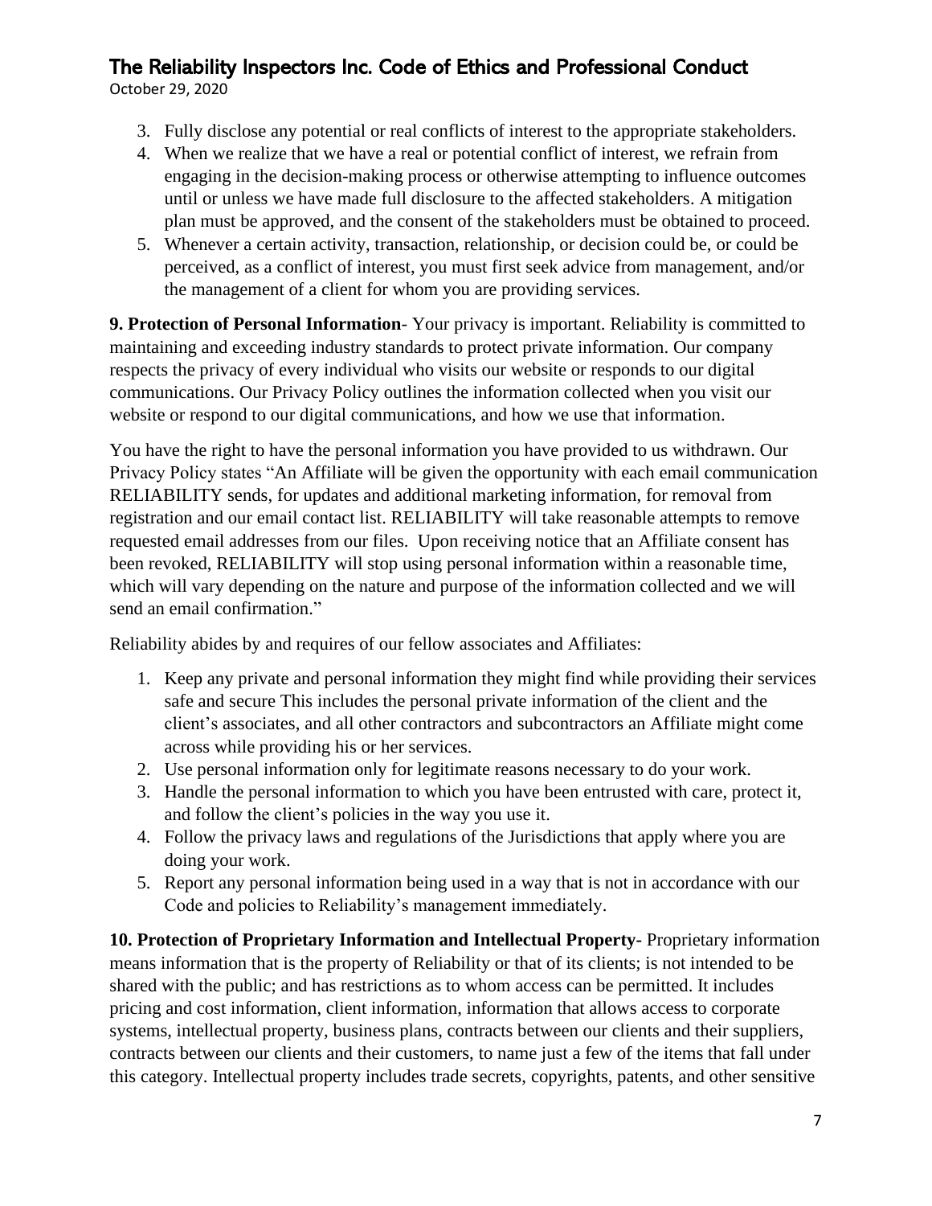3. Fully disclose any potential or real conflicts of interest to the appropriate stakeholders.
4. When we realize that we have a real or potential conflict of interest, we refrain from engaging in the decision-making process or otherwise attempting to influence outcomes until or unless we have made full disclosure to the affected stakeholders. A mitigation plan must be approved, and the consent of the stakeholders must be obtained to proceed.
5. Whenever a certain activity, transaction, relationship, or decision could be, or could be perceived, as a conflict of interest, you must first seek advice from management, and/or the management of a client for whom you are providing services.

**9. Protection of Personal Information**- Your privacy is important. Reliability is committed to maintaining and exceeding industry standards to protect private information. Our company respects the privacy of every individual who visits our website or responds to our digital communications. Our Privacy Policy outlines the information collected when you visit our website or respond to our digital communications, and how we use that information.

You have the right to have the personal information you have provided to us withdrawn. Our Privacy Policy states "An Affiliate will be given the opportunity with each email communication RELIABILITY sends, for updates and additional marketing information, for removal from registration and our email contact list. RELIABILITY will take reasonable attempts to remove requested email addresses from our files. Upon receiving notice that an Affiliate consent has been revoked, RELIABILITY will stop using personal information within a reasonable time, which will vary depending on the nature and purpose of the information collected and we will send an email confirmation."

Reliability abides by and requires of our fellow associates and Affiliates:

1. Keep any private and personal information they might find while providing their services safe and secure This includes the personal private information of the client and the client's associates, and all other contractors and subcontractors an Affiliate might come across while providing his or her services.
2. Use personal information only for legitimate reasons necessary to do your work.
3. Handle the personal information to which you have been entrusted with care, protect it, and follow the client's policies in the way you use it.
4. Follow the privacy laws and regulations of the Jurisdictions that apply where you are doing your work.
5. Report any personal information being used in a way that is not in accordance with our Code and policies to Reliability's management immediately.

**10. Protection of Proprietary Information and Intellectual Property-** Proprietary information means information that is the property of Reliability or that of its clients; is not intended to be shared with the public; and has restrictions as to whom access can be permitted. It includes pricing and cost information, client information, information that allows access to corporate systems, intellectual property, business plans, contracts between our clients and their suppliers, contracts between our clients and their customers, to name just a few of the items that fall under this category. Intellectual property includes trade secrets, copyrights, patents, and other sensitive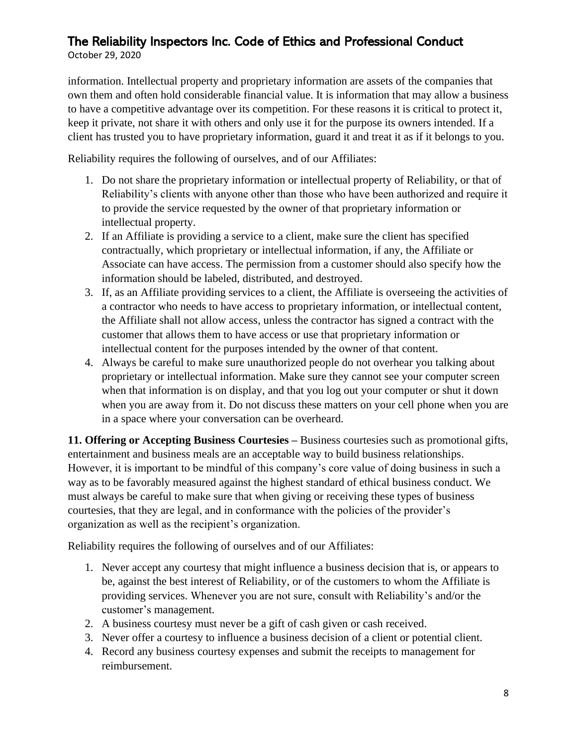information. Intellectual property and proprietary information are assets of the companies that own them and often hold considerable financial value. It is information that may allow a business to have a competitive advantage over its competition. For these reasons it is critical to protect it, keep it private, not share it with others and only use it for the purpose its owners intended. If a client has trusted you to have proprietary information, guard it and treat it as if it belongs to you.

Reliability requires the following of ourselves, and of our Affiliates:

1. Do not share the proprietary information or intellectual property of Reliability, or that of Reliability's clients with anyone other than those who have been authorized and require it to provide the service requested by the owner of that proprietary information or intellectual property.
2. If an Affiliate is providing a service to a client, make sure the client has specified contractually, which proprietary or intellectual information, if any, the Affiliate or Associate can have access. The permission from a customer should also specify how the information should be labeled, distributed, and destroyed.
3. If, as an Affiliate providing services to a client, the Affiliate is overseeing the activities of a contractor who needs to have access to proprietary information, or intellectual content, the Affiliate shall not allow access, unless the contractor has signed a contract with the customer that allows them to have access or use that proprietary information or intellectual content for the purposes intended by the owner of that content.
4. Always be careful to make sure unauthorized people do not overhear you talking about proprietary or intellectual information. Make sure they cannot see your computer screen when that information is on display, and that you log out your computer or shut it down when you are away from it. Do not discuss these matters on your cell phone when you are in a space where your conversation can be overheard.

**11. Offering or Accepting Business Courtesies –** Business courtesies such as promotional gifts, entertainment and business meals are an acceptable way to build business relationships. However, it is important to be mindful of this company's core value of doing business in such a way as to be favorably measured against the highest standard of ethical business conduct. We must always be careful to make sure that when giving or receiving these types of business courtesies, that they are legal, and in conformance with the policies of the provider's organization as well as the recipient's organization.

Reliability requires the following of ourselves and of our Affiliates:

1. Never accept any courtesy that might influence a business decision that is, or appears to be, against the best interest of Reliability, or of the customers to whom the Affiliate is providing services. Whenever you are not sure, consult with Reliability's and/or the customer's management.
2. A business courtesy must never be a gift of cash given or cash received.
3. Never offer a courtesy to influence a business decision of a client or potential client.
4. Record any business courtesy expenses and submit the receipts to management for reimbursement.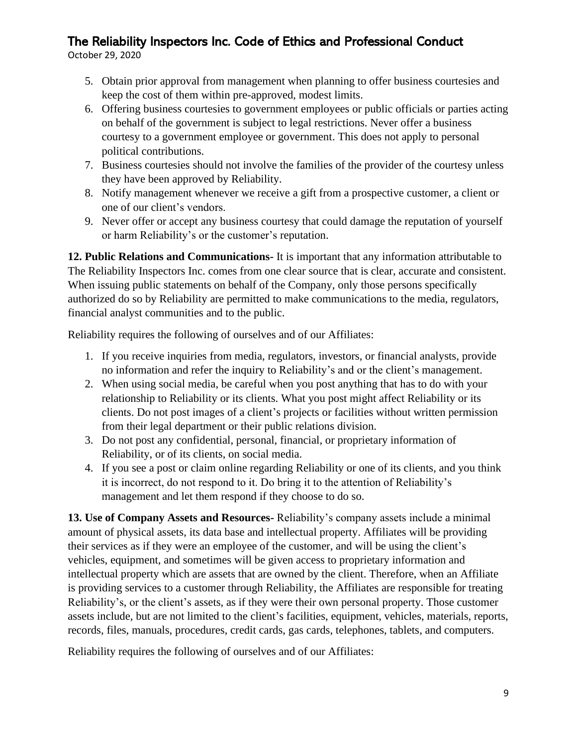5. Obtain prior approval from management when planning to offer business courtesies and keep the cost of them within pre-approved, modest limits.
6. Offering business courtesies to government employees or public officials or parties acting on behalf of the government is subject to legal restrictions. Never offer a business courtesy to a government employee or government. This does not apply to personal political contributions.
7. Business courtesies should not involve the families of the provider of the courtesy unless they have been approved by Reliability.
8. Notify management whenever we receive a gift from a prospective customer, a client or one of our client's vendors.
9. Never offer or accept any business courtesy that could damage the reputation of yourself or harm Reliability's or the customer's reputation.

**12. Public Relations and Communications-** It is important that any information attributable to The Reliability Inspectors Inc. comes from one clear source that is clear, accurate and consistent. When issuing public statements on behalf of the Company, only those persons specifically authorized do so by Reliability are permitted to make communications to the media, regulators, financial analyst communities and to the public.

Reliability requires the following of ourselves and of our Affiliates:

1. If you receive inquiries from media, regulators, investors, or financial analysts, provide no information and refer the inquiry to Reliability's and or the client's management.
2. When using social media, be careful when you post anything that has to do with your relationship to Reliability or its clients. What you post might affect Reliability or its clients. Do not post images of a client's projects or facilities without written permission from their legal department or their public relations division.
3. Do not post any confidential, personal, financial, or proprietary information of Reliability, or of its clients, on social media.
4. If you see a post or claim online regarding Reliability or one of its clients, and you think it is incorrect, do not respond to it. Do bring it to the attention of Reliability's management and let them respond if they choose to do so.

**13. Use of Company Assets and Resources-** Reliability's company assets include a minimal amount of physical assets, its data base and intellectual property. Affiliates will be providing their services as if they were an employee of the customer, and will be using the client's vehicles, equipment, and sometimes will be given access to proprietary information and intellectual property which are assets that are owned by the client. Therefore, when an Affiliate is providing services to a customer through Reliability, the Affiliates are responsible for treating Reliability's, or the client's assets, as if they were their own personal property. Those customer assets include, but are not limited to the client's facilities, equipment, vehicles, materials, reports, records, files, manuals, procedures, credit cards, gas cards, telephones, tablets, and computers.

Reliability requires the following of ourselves and of our Affiliates: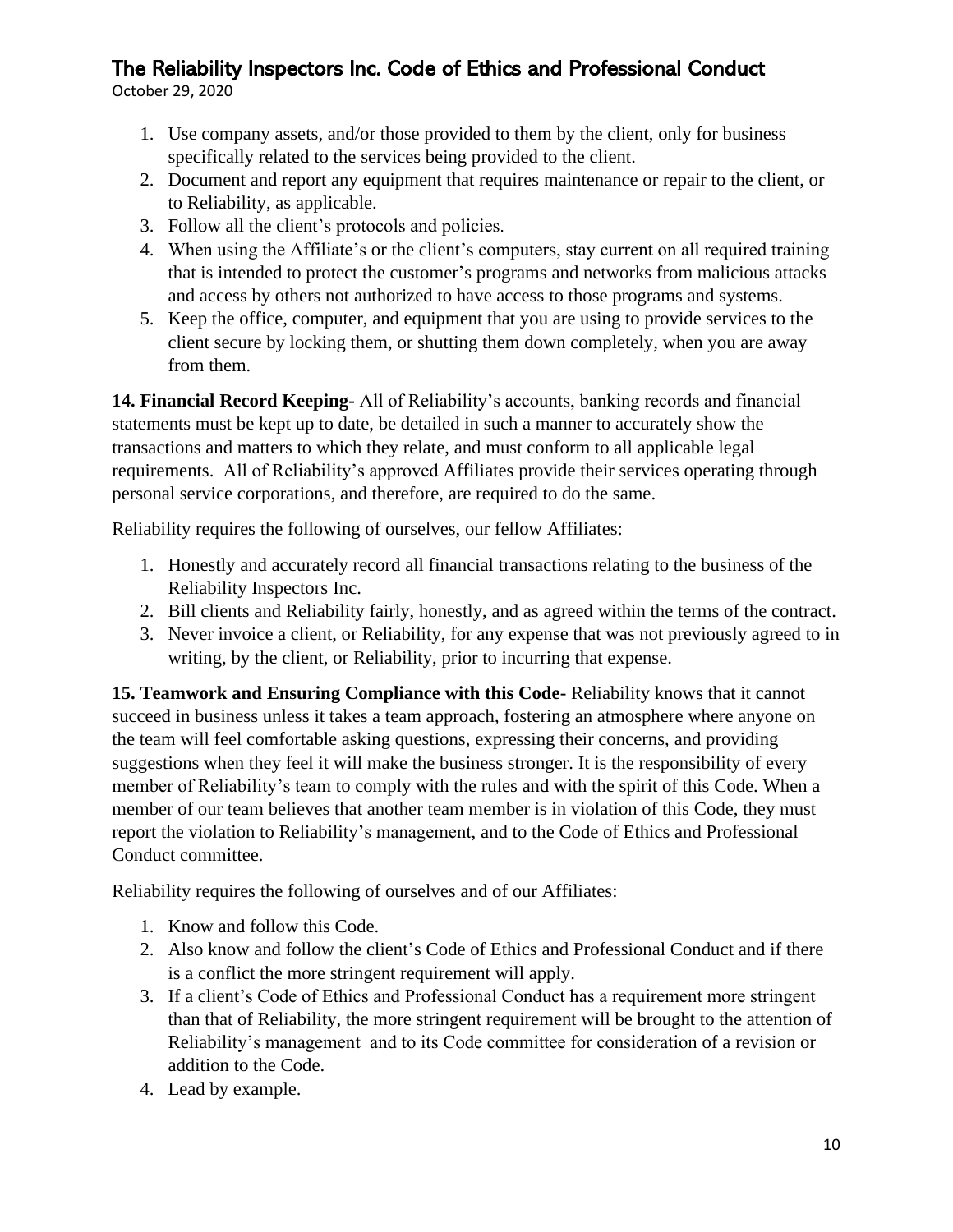1. Use company assets, and/or those provided to them by the client, only for business specifically related to the services being provided to the client.
2. Document and report any equipment that requires maintenance or repair to the client, or to Reliability, as applicable.
3. Follow all the client's protocols and policies.
4. When using the Affiliate's or the client's computers, stay current on all required training that is intended to protect the customer's programs and networks from malicious attacks and access by others not authorized to have access to those programs and systems.
5. Keep the office, computer, and equipment that you are using to provide services to the client secure by locking them, or shutting them down completely, when you are away from them.

**14. Financial Record Keeping-** All of Reliability's accounts, banking records and financial statements must be kept up to date, be detailed in such a manner to accurately show the transactions and matters to which they relate, and must conform to all applicable legal requirements. All of Reliability's approved Affiliates provide their services operating through personal service corporations, and therefore, are required to do the same.

Reliability requires the following of ourselves, our fellow Affiliates:

1. Honestly and accurately record all financial transactions relating to the business of the Reliability Inspectors Inc.
2. Bill clients and Reliability fairly, honestly, and as agreed within the terms of the contract.
3. Never invoice a client, or Reliability, for any expense that was not previously agreed to in writing, by the client, or Reliability, prior to incurring that expense.

**15. Teamwork and Ensuring Compliance with this Code-** Reliability knows that it cannot succeed in business unless it takes a team approach, fostering an atmosphere where anyone on the team will feel comfortable asking questions, expressing their concerns, and providing suggestions when they feel it will make the business stronger. It is the responsibility of every member of Reliability's team to comply with the rules and with the spirit of this Code. When a member of our team believes that another team member is in violation of this Code, they must report the violation to Reliability's management, and to the Code of Ethics and Professional Conduct committee.

Reliability requires the following of ourselves and of our Affiliates:

1. Know and follow this Code.
2. Also know and follow the client's Code of Ethics and Professional Conduct and if there is a conflict the more stringent requirement will apply.
3. If a client's Code of Ethics and Professional Conduct has a requirement more stringent than that of Reliability, the more stringent requirement will be brought to the attention of Reliability's management and to its Code committee for consideration of a revision or addition to the Code.
4. Lead by example.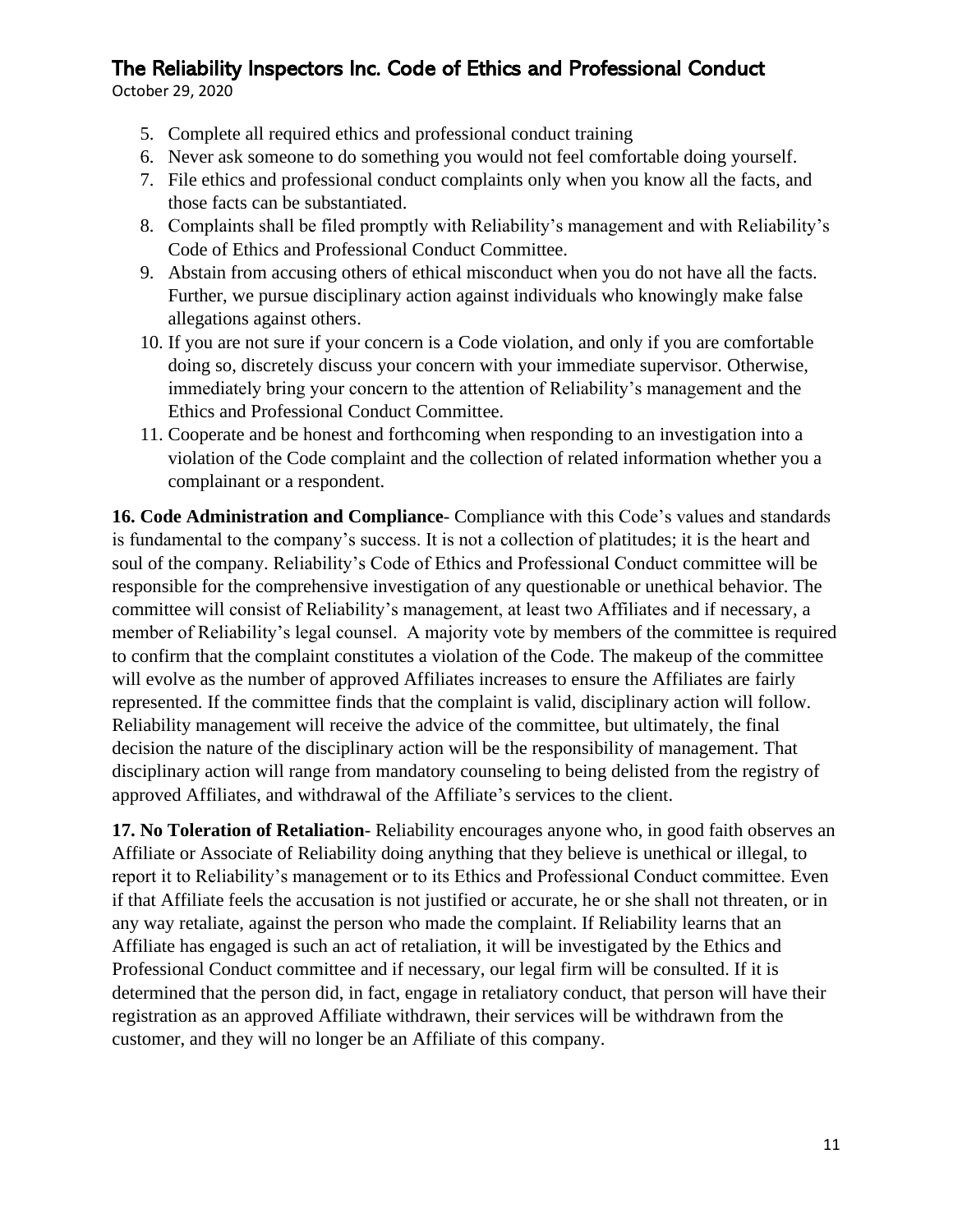5. Complete all required ethics and professional conduct training
6. Never ask someone to do something you would not feel comfortable doing yourself.
7. File ethics and professional conduct complaints only when you know all the facts, and those facts can be substantiated.
8. Complaints shall be filed promptly with Reliability's management and with Reliability's Code of Ethics and Professional Conduct Committee.
9. Abstain from accusing others of ethical misconduct when you do not have all the facts. Further, we pursue disciplinary action against individuals who knowingly make false allegations against others.
10. If you are not sure if your concern is a Code violation, and only if you are comfortable doing so, discretely discuss your concern with your immediate supervisor. Otherwise, immediately bring your concern to the attention of Reliability's management and the Ethics and Professional Conduct Committee.
11. Cooperate and be honest and forthcoming when responding to an investigation into a violation of the Code complaint and the collection of related information whether you a complainant or a respondent.

**16. Code Administration and Compliance**- Compliance with this Code's values and standards is fundamental to the company's success. It is not a collection of platitudes; it is the heart and soul of the company. Reliability's Code of Ethics and Professional Conduct committee will be responsible for the comprehensive investigation of any questionable or unethical behavior. The committee will consist of Reliability's management, at least two Affiliates and if necessary, a member of Reliability's legal counsel. A majority vote by members of the committee is required to confirm that the complaint constitutes a violation of the Code. The makeup of the committee will evolve as the number of approved Affiliates increases to ensure the Affiliates are fairly represented. If the committee finds that the complaint is valid, disciplinary action will follow. Reliability management will receive the advice of the committee, but ultimately, the final decision the nature of the disciplinary action will be the responsibility of management. That disciplinary action will range from mandatory counseling to being delisted from the registry of approved Affiliates, and withdrawal of the Affiliate's services to the client.

**17. No Toleration of Retaliation**- Reliability encourages anyone who, in good faith observes an Affiliate or Associate of Reliability doing anything that they believe is unethical or illegal, to report it to Reliability's management or to its Ethics and Professional Conduct committee. Even if that Affiliate feels the accusation is not justified or accurate, he or she shall not threaten, or in any way retaliate, against the person who made the complaint. If Reliability learns that an Affiliate has engaged is such an act of retaliation, it will be investigated by the Ethics and Professional Conduct committee and if necessary, our legal firm will be consulted. If it is determined that the person did, in fact, engage in retaliatory conduct, that person will have their registration as an approved Affiliate withdrawn, their services will be withdrawn from the customer, and they will no longer be an Affiliate of this company.